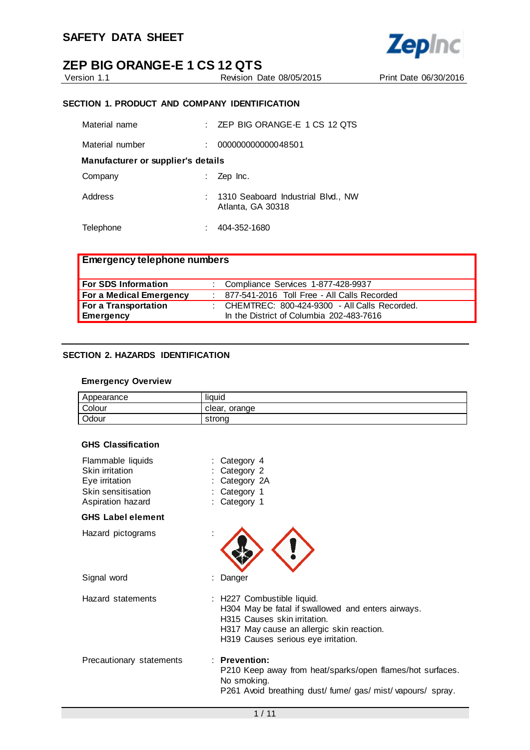# SAFETY DATA SHEET

# ZEP BIG ORANGE-E 1 CS 12 QTS

Version 1.1 | Revision Date 08/05/2015 | Print Date 06/30/2016

## SECTION 1. PRODUCT AND COMPANY IDENTIFICATION

Material name : ZEP BIG ORANGE-E 1 CS 12 QTS

Material number : 000000000000048501

**Manufacturer or supplier's details**

Company : Zep Inc.

Address : 1310 Seaboard Industrial Blvd., NW
Atlanta, GA 30318

Telephone : 404-352-1680

| **Emergency telephone numbers** | |
|---|---|
| **For SDS Information** | : Compliance Services 1-877-428-9937 |
| **For a Medical Emergency** | : 877-541-2016 Toll Free - All Calls Recorded |
| **For a Transportation Emergency** | : CHEMTREC: 800-424-9300 - All Calls Recorded. In the District of Columbia 202-483-7616 |

## SECTION 2. HAZARDS IDENTIFICATION

### Emergency Overview

| Appearance | liquid |
|---|---|
| Colour | clear, orange |
| Odour | strong |

### GHS Classification

Flammable liquids : Category 4
Skin irritation : Category 2
Eye irritation : Category 2A
Skin sensitisation : Category 1
Aspiration hazard : Category 1

### GHS Label element

Hazard pictograms :

Signal word : Danger

Hazard statements : H227 Combustible liquid.
H304 May be fatal if swallowed and enters airways.
H315 Causes skin irritation.
H317 May cause an allergic skin reaction.
H319 Causes serious eye irritation.

Precautionary statements : **Prevention:**
P210 Keep away from heat/sparks/open flames/hot surfaces. No smoking.
P261 Avoid breathing dust/ fume/ gas/ mist/ vapours/ spray.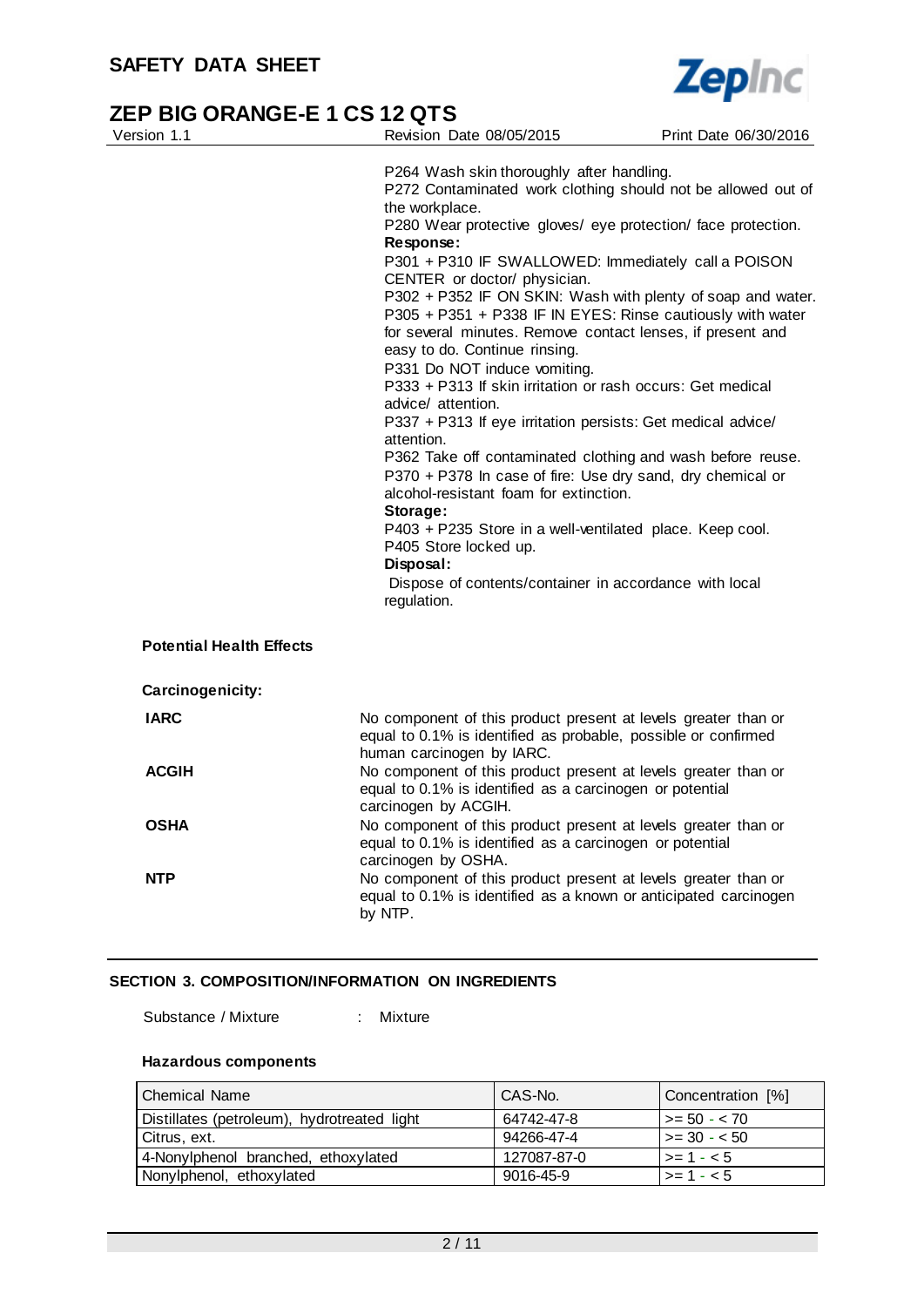P264 Wash skin thoroughly after handling.
P272 Contaminated work clothing should not be allowed out of the workplace.
P280 Wear protective gloves/ eye protection/ face protection.

**Response:**

P301 + P310 IF SWALLOWED: Immediately call a POISON CENTER or doctor/ physician.
P302 + P352 IF ON SKIN: Wash with plenty of soap and water.
P305 + P351 + P338 IF IN EYES: Rinse cautiously with water for several minutes. Remove contact lenses, if present and easy to do. Continue rinsing.
P331 Do NOT induce vomiting.
P333 + P313 If skin irritation or rash occurs: Get medical advice/ attention.
P337 + P313 If eye irritation persists: Get medical advice/ attention.
P362 Take off contaminated clothing and wash before reuse.
P370 + P378 In case of fire: Use dry sand, dry chemical or alcohol-resistant foam for extinction.

**Storage:**

P403 + P235 Store in a well-ventilated place. Keep cool.
P405 Store locked up.

**Disposal:**

Dispose of contents/container in accordance with local regulation.

**Potential Health Effects**

**Carcinogenicity:**

**IARC** No component of this product present at levels greater than or equal to 0.1% is identified as probable, possible or confirmed human carcinogen by IARC.

**ACGIH** No component of this product present at levels greater than or equal to 0.1% is identified as a carcinogen or potential carcinogen by ACGIH.

**OSHA** No component of this product present at levels greater than or equal to 0.1% is identified as a carcinogen or potential carcinogen by OSHA.

**NTP** No component of this product present at levels greater than or equal to 0.1% is identified as a known or anticipated carcinogen by NTP.

## SECTION 3. COMPOSITION/INFORMATION ON INGREDIENTS

Substance / Mixture : Mixture

**Hazardous components**

| Chemical Name | CAS-No. | Concentration [%] |
|---|---|---|
| Distillates (petroleum), hydrotreated light | 64742-47-8 | >= 50 - < 70 |
| Citrus, ext. | 94266-47-4 | >= 30 - < 50 |
| 4-Nonylphenol branched, ethoxylated | 127087-87-0 | >= 1 - < 5 |
| Nonylphenol, ethoxylated | 9016-45-9 | >= 1 - < 5 |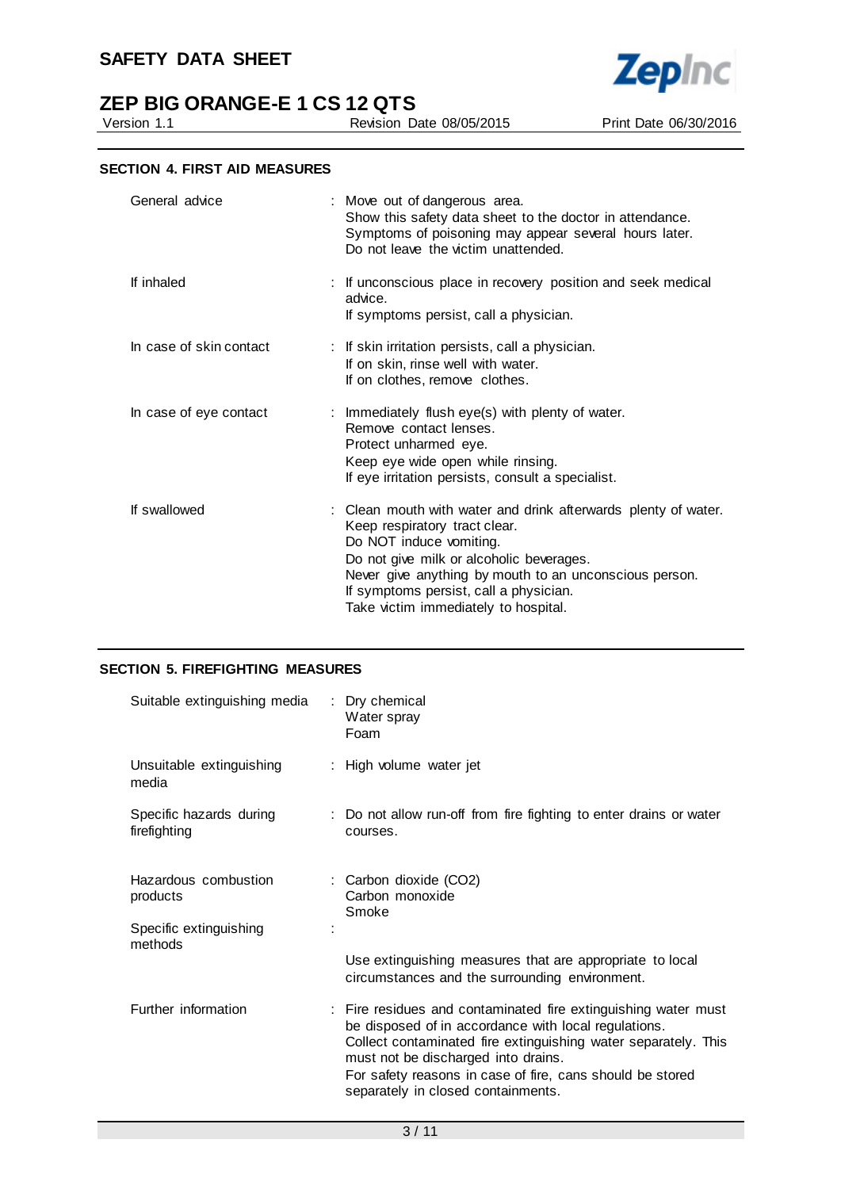## SECTION 4. FIRST AID MEASURES

| | |
|---|---|
| General advice | Move out of dangerous area.<br>Show this safety data sheet to the doctor in attendance.<br>Symptoms of poisoning may appear several hours later.<br>Do not leave the victim unattended. |
| If inhaled | If unconscious place in recovery position and seek medical advice.<br>If symptoms persist, call a physician. |
| In case of skin contact | If skin irritation persists, call a physician.<br>If on skin, rinse well with water.<br>If on clothes, remove clothes. |
| In case of eye contact | Immediately flush eye(s) with plenty of water.<br>Remove contact lenses.<br>Protect unharmed eye.<br>Keep eye wide open while rinsing.<br>If eye irritation persists, consult a specialist. |
| If swallowed | Clean mouth with water and drink afterwards plenty of water.<br>Keep respiratory tract clear.<br>Do NOT induce vomiting.<br>Do not give milk or alcoholic beverages.<br>Never give anything by mouth to an unconscious person.<br>If symptoms persist, call a physician.<br>Take victim immediately to hospital. |

## SECTION 5. FIREFIGHTING MEASURES

| | |
|---|---|
| Suitable extinguishing media | Dry chemical<br>Water spray<br>Foam |
| Unsuitable extinguishing media | High volume water jet |
| Specific hazards during firefighting | Do not allow run-off from fire fighting to enter drains or water courses. |
| Hazardous combustion products | Carbon dioxide ($CO_2$)<br>Carbon monoxide<br>Smoke |
| Specific extinguishing methods | Use extinguishing measures that are appropriate to local circumstances and the surrounding environment. |
| Further information | Fire residues and contaminated fire extinguishing water must be disposed of in accordance with local regulations.<br>Collect contaminated fire extinguishing water separately. This must not be discharged into drains.<br>For safety reasons in case of fire, cans should be stored separately in closed containments. |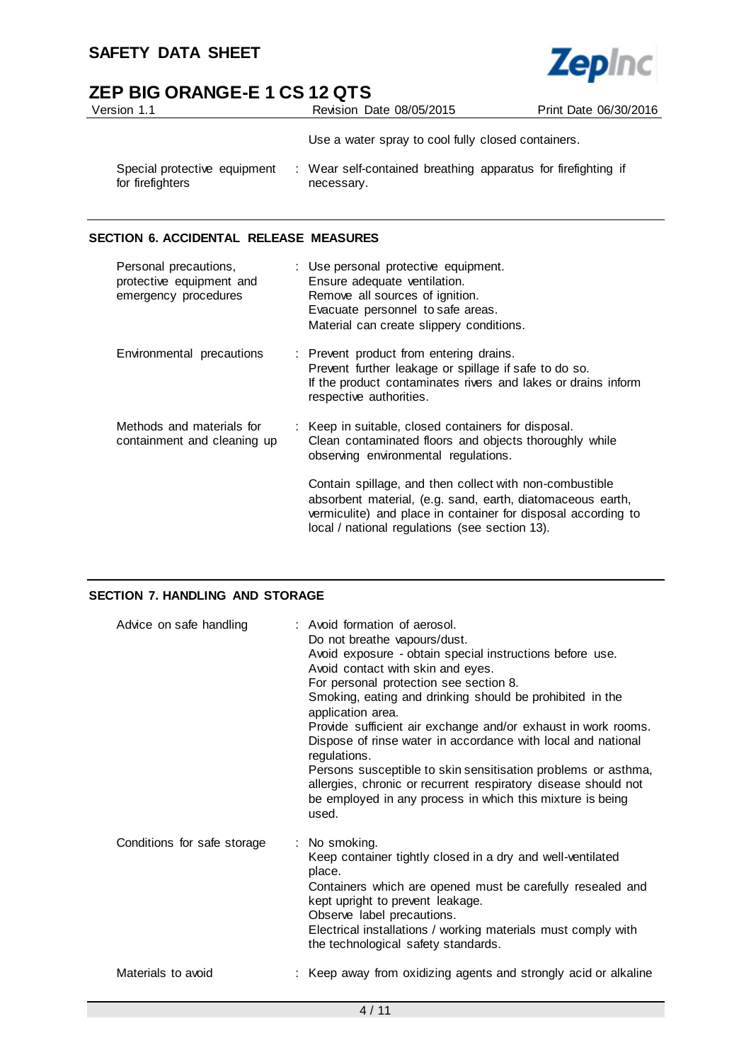Use a water spray to cool fully closed containers.

| | |
|---|---|
| Special protective equipment for firefighters | : Wear self-contained breathing apparatus for firefighting if necessary. |

## SECTION 6. ACCIDENTAL RELEASE MEASURES

| | |
|---|---|
| Personal precautions, protective equipment and emergency procedures | : Use personal protective equipment.<br>Ensure adequate ventilation.<br>Remove all sources of ignition.<br>Evacuate personnel to safe areas.<br>Material can create slippery conditions. |
| Environmental precautions | : Prevent product from entering drains.<br>Prevent further leakage or spillage if safe to do so.<br>If the product contaminates rivers and lakes or drains inform respective authorities. |
| Methods and materials for containment and cleaning up | : Keep in suitable, closed containers for disposal.<br>Clean contaminated floors and objects thoroughly while observing environmental regulations.<br><br>Contain spillage, and then collect with non-combustible absorbent material, (e.g. sand, earth, diatomaceous earth, vermiculite) and place in container for disposal according to local / national regulations (see section 13). |

## SECTION 7. HANDLING AND STORAGE

| | |
|---|---|
| Advice on safe handling | : Avoid formation of aerosol.<br>Do not breathe vapours/dust.<br>Avoid exposure - obtain special instructions before use.<br>Avoid contact with skin and eyes.<br>For personal protection see section 8.<br>Smoking, eating and drinking should be prohibited in the application area.<br>Provide sufficient air exchange and/or exhaust in work rooms.<br>Dispose of rinse water in accordance with local and national regulations.<br>Persons susceptible to skin sensitisation problems or asthma, allergies, chronic or recurrent respiratory disease should not be employed in any process in which this mixture is being used. |
| Conditions for safe storage | : No smoking.<br>Keep container tightly closed in a dry and well-ventilated place.<br>Containers which are opened must be carefully resealed and kept upright to prevent leakage.<br>Observe label precautions.<br>Electrical installations / working materials must comply with the technological safety standards. |
| Materials to avoid | : Keep away from oxidizing agents and strongly acid or alkaline |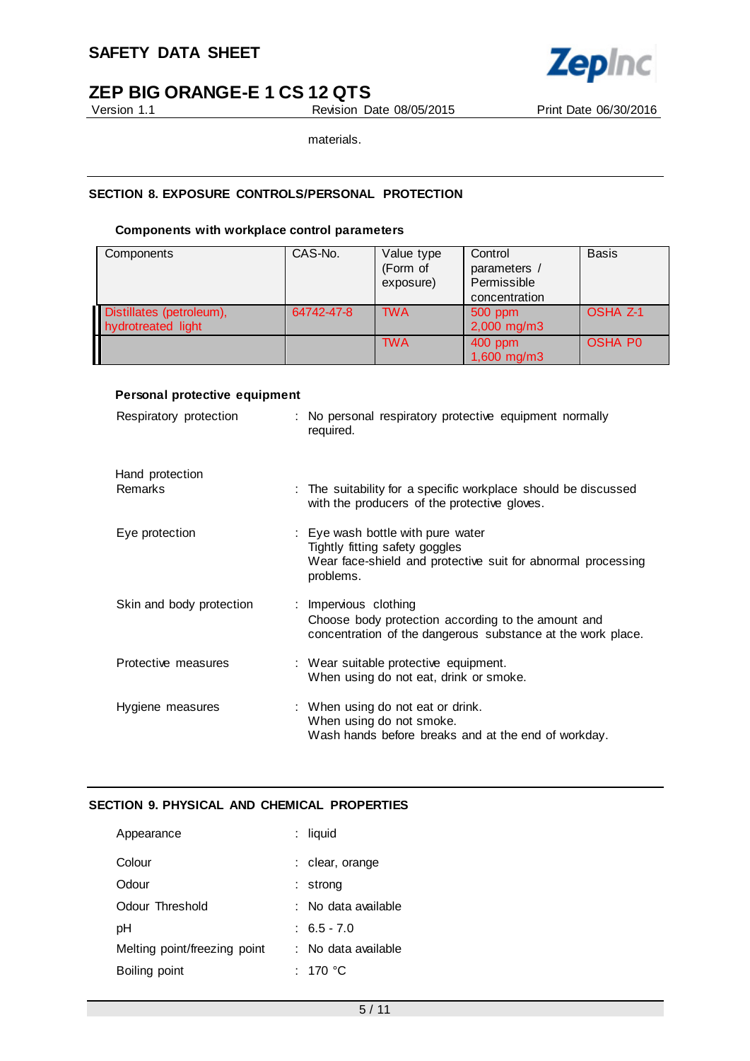materials.

## SECTION 8. EXPOSURE CONTROLS/PERSONAL PROTECTION

### Components with workplace control parameters

| Components | CAS-No. | Value type (Form of exposure) | Control parameters / Permissible concentration | Basis |
|---|---|---|---|---|
| Distillates (petroleum), hydrotreated light | 64742-47-8 | TWA | 500 ppm<br>2,000 mg/m3 | OSHA Z-1 |
| | | TWA | 400 ppm<br>1,600 mg/m3 | OSHA P0 |

### Personal protective equipment

Respiratory protection : No personal respiratory protective equipment normally required.

Hand protection

Remarks : The suitability for a specific workplace should be discussed with the producers of the protective gloves.

Eye protection : Eye wash bottle with pure water
Tightly fitting safety goggles
Wear face-shield and protective suit for abnormal processing problems.

Skin and body protection : Impervious clothing
Choose body protection according to the amount and concentration of the dangerous substance at the work place.

Protective measures : Wear suitable protective equipment.
When using do not eat, drink or smoke.

Hygiene measures : When using do not eat or drink.
When using do not smoke.
Wash hands before breaks and at the end of workday.

## SECTION 9. PHYSICAL AND CHEMICAL PROPERTIES

Appearance : liquid

Colour : clear, orange

Odour : strong

Odour Threshold : No data available

pH : 6.5 - 7.0

Melting point/freezing point : No data available

Boiling point : 170 °C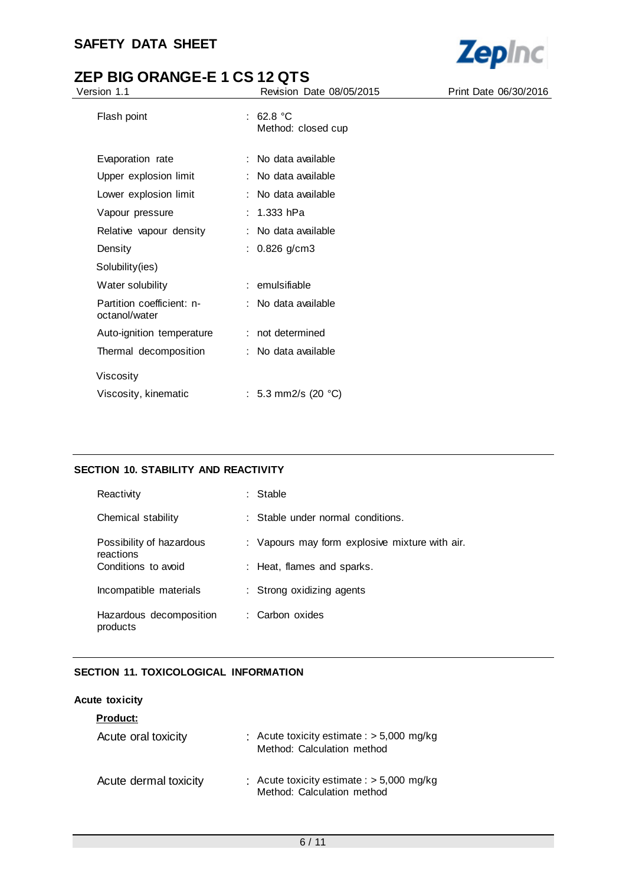| | | |
|---|---|---|
| Flash point | : | 62.8 °C<br>Method: closed cup |
| Evaporation rate | : | No data available |
| Upper explosion limit | : | No data available |
| Lower explosion limit | : | No data available |
| Vapour pressure | : | 1.333 hPa |
| Relative vapour density | : | No data available |
| Density | : | 0.826 g/cm3 |
| Solubility(ies) | | |
| Water solubility | : | emulsifiable |
| Partition coefficient: n-octanol/water | : | No data available |
| Auto-ignition temperature | : | not determined |
| Thermal decomposition | : | No data available |
| Viscosity | | |
| Viscosity, kinematic | : | 5.3 mm2/s (20 °C) |

## SECTION 10. STABILITY AND REACTIVITY

| | | |
|---|---|---|
| Reactivity | : | Stable |
| Chemical stability | : | Stable under normal conditions. |
| Possibility of hazardous reactions | : | Vapours may form explosive mixture with air. |
| Conditions to avoid | : | Heat, flames and sparks. |
| Incompatible materials | : | Strong oxidizing agents |
| Hazardous decomposition products | : | Carbon oxides |

## SECTION 11. TOXICOLOGICAL INFORMATION

### Acute toxicity

**Product:**

| | | |
|---|---|---|
| Acute oral toxicity | : | Acute toxicity estimate : > 5,000 mg/kg<br>Method: Calculation method |
| Acute dermal toxicity | : | Acute toxicity estimate : > 5,000 mg/kg<br>Method: Calculation method |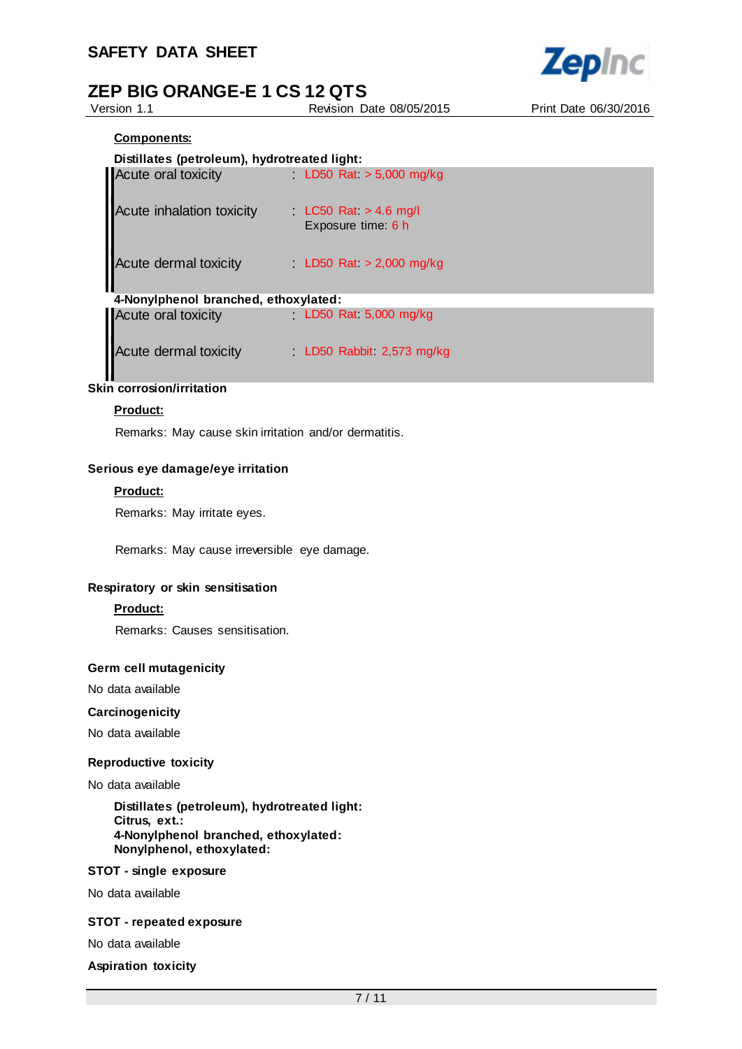**Components:**

**Distillates (petroleum), hydrotreated light:**

| | |
|---|---|
| Acute oral toxicity | : LD50 Rat: > 5,000 mg/kg |
| Acute inhalation toxicity | : LC50 Rat: > 4.6 mg/l<br>Exposure time: 6 h |
| Acute dermal toxicity | : LD50 Rat: > 2,000 mg/kg |

**4-Nonylphenol branched, ethoxylated:**

| | |
|---|---|
| Acute oral toxicity | : LD50 Rat: 5,000 mg/kg |
| Acute dermal toxicity | : LD50 Rabbit: 2,573 mg/kg |

### Skin corrosion/irritation

**Product:**

Remarks: May cause skin irritation and/or dermatitis.

### Serious eye damage/eye irritation

**Product:**

Remarks: May irritate eyes.

Remarks: May cause irreversible eye damage.

### Respiratory or skin sensitisation

**Product:**

Remarks: Causes sensitisation.

### Germ cell mutagenicity

No data available

### Carcinogenicity

No data available

### Reproductive toxicity

No data available

**Distillates (petroleum), hydrotreated light:**
**Citrus, ext.:**
**4-Nonylphenol branched, ethoxylated:**
**Nonylphenol, ethoxylated:**

### STOT - single exposure

No data available

### STOT - repeated exposure

No data available

### Aspiration toxicity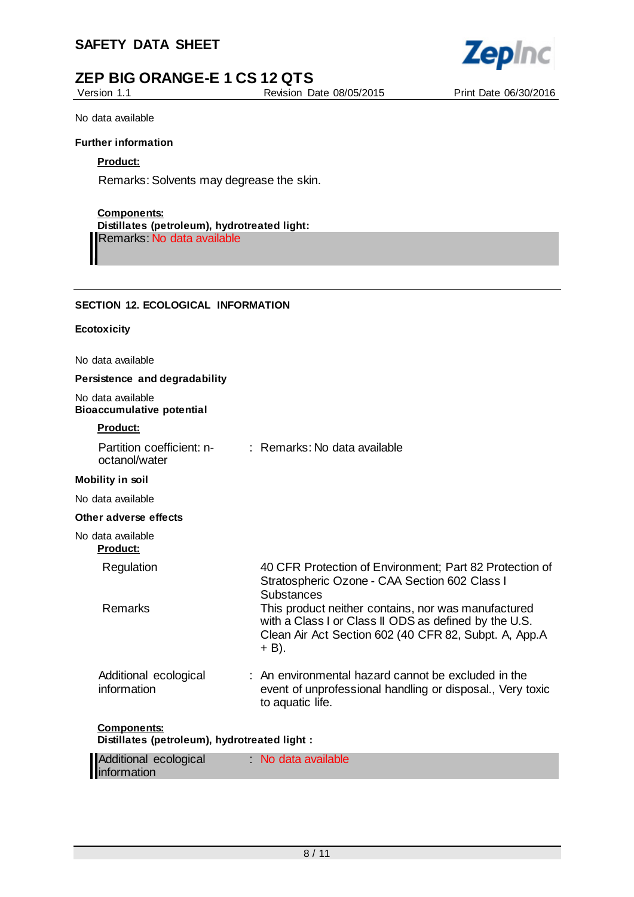No data available

**Further information**

**Product:**

Remarks: Solvents may degrease the skin.

**Components:**

**Distillates (petroleum), hydrotreated light:**

Remarks: No data available

## SECTION 12. ECOLOGICAL INFORMATION

**Ecotoxicity**

No data available

**Persistence and degradability**

No data available

**Bioaccumulative potential**

**Product:**

| | |
|---|---|
| Partition coefficient: n-octanol/water | : Remarks: No data available |

**Mobility in soil**

No data available

**Other adverse effects**

No data available

**Product:**

| | |
|---|---|
| Regulation | 40 CFR Protection of Environment; Part 82 Protection of Stratospheric Ozone - CAA Section 602 Class I Substances |
| Remarks | This product neither contains, nor was manufactured with a Class I or Class II ODS as defined by the U.S. Clean Air Act Section 602 (40 CFR 82, Subpt. A, App.A + B). |
| Additional ecological information | : An environmental hazard cannot be excluded in the event of unprofessional handling or disposal., Very toxic to aquatic life. |

**Components:**

**Distillates (petroleum), hydrotreated light :**

| | |
|---|---|
| Additional ecological information | : No data available |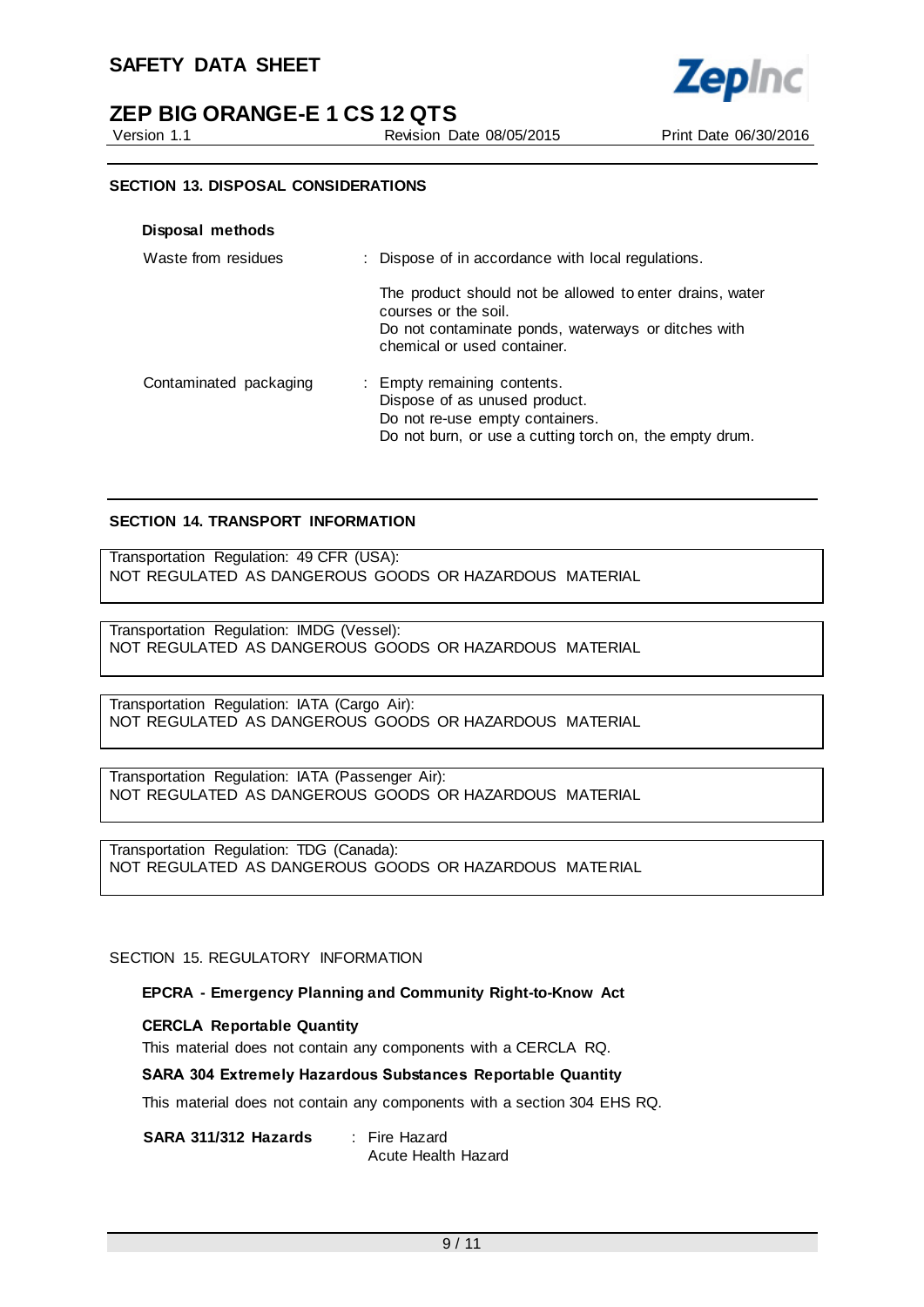## SECTION 13. DISPOSAL CONSIDERATIONS

**Disposal methods**

Waste from residues : Dispose of in accordance with local regulations.

The product should not be allowed to enter drains, water courses or the soil.
Do not contaminate ponds, waterways or ditches with chemical or used container.

Contaminated packaging : Empty remaining contents.
Dispose of as unused product.
Do not re-use empty containers.
Do not burn, or use a cutting torch on, the empty drum.

## SECTION 14. TRANSPORT INFORMATION

Transportation Regulation: 49 CFR (USA):
NOT REGULATED AS DANGEROUS GOODS OR HAZARDOUS MATERIAL

Transportation Regulation: IMDG (Vessel):
NOT REGULATED AS DANGEROUS GOODS OR HAZARDOUS MATERIAL

Transportation Regulation: IATA (Cargo Air):
NOT REGULATED AS DANGEROUS GOODS OR HAZARDOUS MATERIAL

Transportation Regulation: IATA (Passenger Air):
NOT REGULATED AS DANGEROUS GOODS OR HAZARDOUS MATERIAL

Transportation Regulation: TDG (Canada):
NOT REGULATED AS DANGEROUS GOODS OR HAZARDOUS MATERIAL

## SECTION 15. REGULATORY INFORMATION

**EPCRA - Emergency Planning and Community Right-to-Know Act**

**CERCLA Reportable Quantity**

This material does not contain any components with a CERCLA RQ.

**SARA 304 Extremely Hazardous Substances Reportable Quantity**

This material does not contain any components with a section 304 EHS RQ.

**SARA 311/312 Hazards** : Fire Hazard
Acute Health Hazard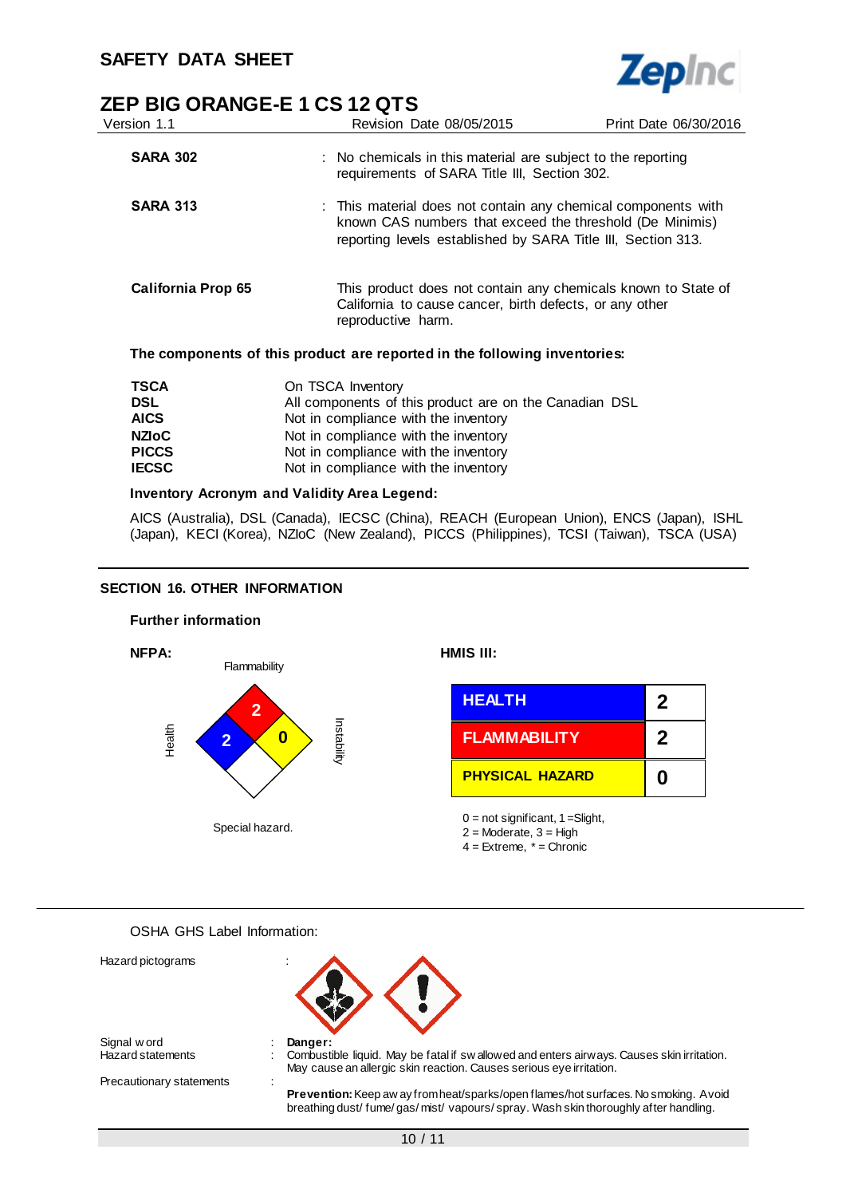| | |
|---|---|
| **SARA 302** | : No chemicals in this material are subject to the reporting requirements of SARA Title III, Section 302. |
| **SARA 313** | : This material does not contain any chemical components with known CAS numbers that exceed the threshold (De Minimis) reporting levels established by SARA Title III, Section 313. |
| **California Prop 65** | This product does not contain any chemicals known to State of California to cause cancer, birth defects, or any other reproductive harm. |

**The components of this product are reported in the following inventories:**

| | |
|---|---|
| **TSCA** | On TSCA Inventory |
| **DSL** | All components of this product are on the Canadian DSL |
| **AICS** | Not in compliance with the inventory |
| **NZIoC** | Not in compliance with the inventory |
| **PICCS** | Not in compliance with the inventory |
| **IECSC** | Not in compliance with the inventory |

**Inventory Acronym and Validity Area Legend:**

AICS (Australia), DSL (Canada), IECSC (China), REACH (European Union), ENCS (Japan), ISHL (Japan), KECI (Korea), NZIoC (New Zealand), PICCS (Philippines), TCSI (Taiwan), TSCA (USA)

## SECTION 16. OTHER INFORMATION

**Further information**

**NFPA:**

Flammability: 2
Health: 2
Instability: 0
Special hazard.

**HMIS III:**

| | |
|---|---|
| HEALTH | 2 |
| FLAMMABILITY | 2 |
| PHYSICAL HAZARD | 0 |

0 = not significant, 1 =Slight,
2 = Moderate, 3 = High
4 = Extreme, * = Chronic

OSHA GHS Label Information:

Hazard pictograms :

Signal word : **Danger:**

Hazard statements : Combustible liquid. May be fatal if swallowed and enters airways. Causes skin irritation. May cause an allergic skin reaction. Causes serious eye irritation.

Precautionary statements :

**Prevention:** Keep away from heat/sparks/open flames/hot surfaces. No smoking. Avoid breathing dust/ fume/ gas/ mist/ vapours/ spray. Wash skin thoroughly after handling.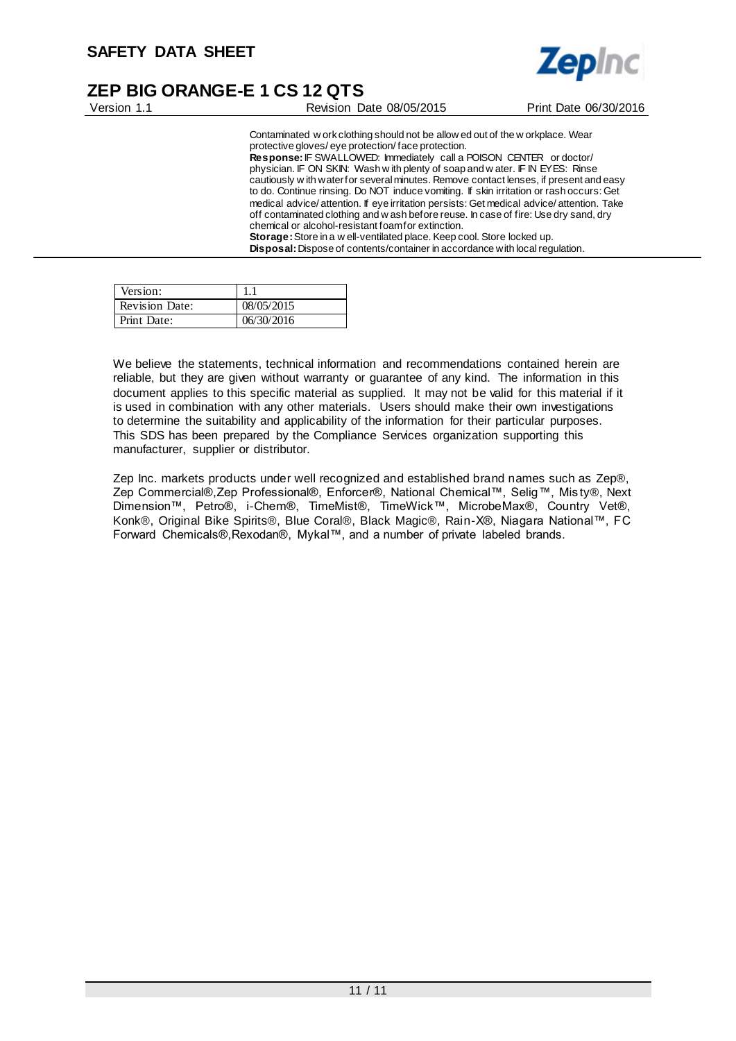Contaminated work clothing should not be allowed out of the workplace. Wear protective gloves/ eye protection/ face protection.
**Response:** IF SWALLOWED: Immediately call a POISON CENTER or doctor/ physician. IF ON SKIN: Wash with plenty of soap and water. IF IN EYES: Rinse cautiously with water for several minutes. Remove contact lenses, if present and easy to do. Continue rinsing. Do NOT induce vomiting. If skin irritation or rash occurs: Get medical advice/ attention. If eye irritation persists: Get medical advice/ attention. Take off contaminated clothing and wash before reuse. In case of fire: Use dry sand, dry chemical or alcohol-resistant foam for extinction.
**Storage:** Store in a well-ventilated place. Keep cool. Store locked up.
**Disposal:** Dispose of contents/container in accordance with local regulation.

| | |
|---|---|
| Version: | 1.1 |
| Revision Date: | 08/05/2015 |
| Print Date: | 06/30/2016 |

We believe the statements, technical information and recommendations contained herein are reliable, but they are given without warranty or guarantee of any kind. The information in this document applies to this specific material as supplied. It may not be valid for this material if it is used in combination with any other materials. Users should make their own investigations to determine the suitability and applicability of the information for their particular purposes. This SDS has been prepared by the Compliance Services organization supporting this manufacturer, supplier or distributor.

Zep Inc. markets products under well recognized and established brand names such as Zep®, Zep Commercial®,Zep Professional®, Enforcer®, National Chemical™, Selig™, Misty®, Next Dimension™, Petro®, i-Chem®, TimeMist®, TimeWick™, MicrobeMax®, Country Vet®, Konk®, Original Bike Spirits®, Blue Coral®, Black Magic®, Rain-X®, Niagara National™, FC Forward Chemicals®,Rexodan®, Mykal™, and a number of private labeled brands.